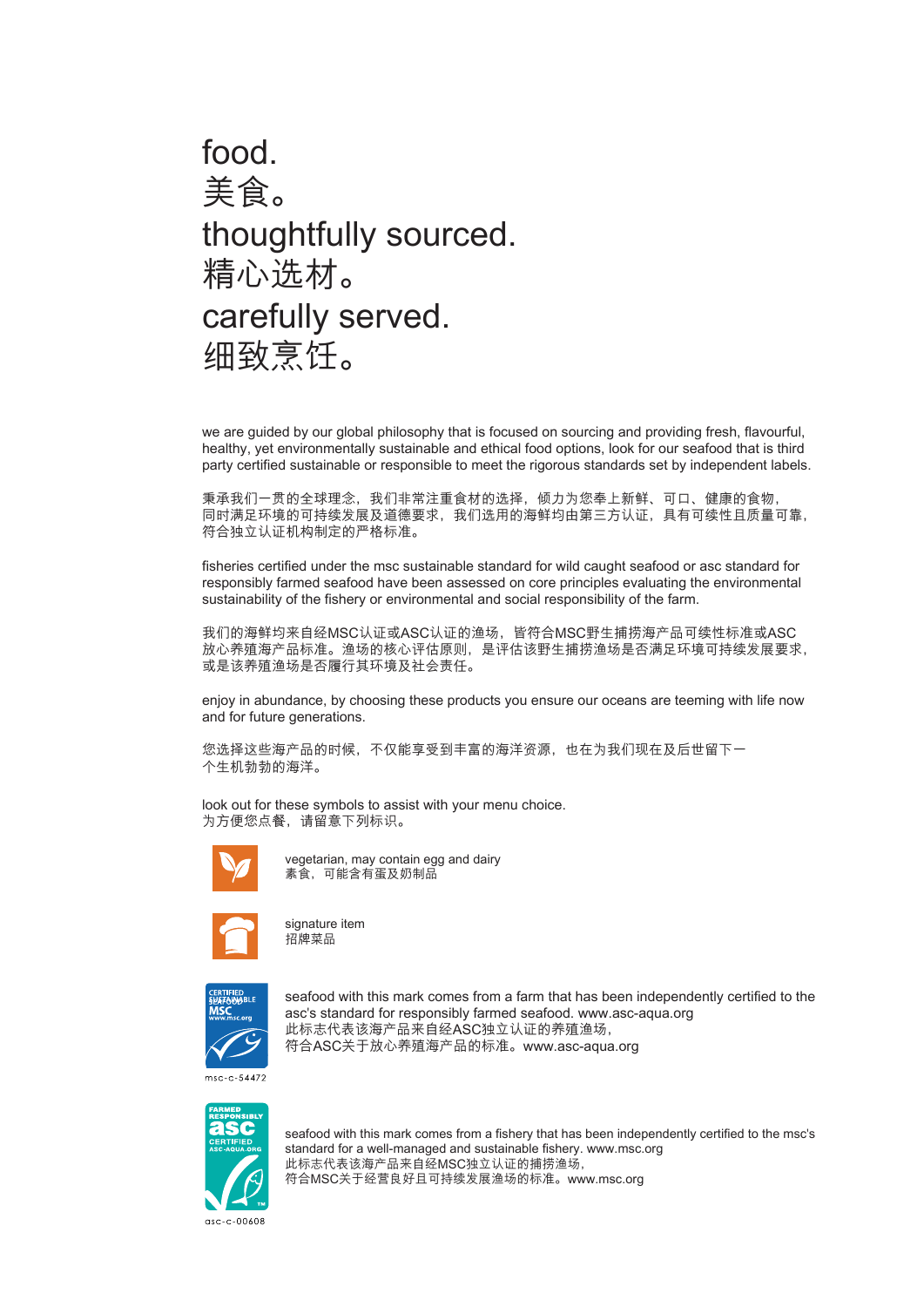# food.
# 美食。
# thoughtfully sourced.
# 精心选材。
# carefully served.
# 细致烹饪。

we are guided by our global philosophy that is focused on sourcing and providing fresh, flavourful, healthy, yet environmentally sustainable and ethical food options, look for our seafood that is third party certified sustainable or responsible to meet the rigorous standards set by independent labels.

秉承我们一贯的全球理念，我们非常注重食材的选择，倾力为您奉上新鲜、可口、健康的食物，同时满足环境的可持续发展及道德要求，我们选用的海鲜均由第三方认证，具有可续性且质量可靠，符合独立认证机构制定的严格标准。

fisheries certified under the msc sustainable standard for wild caught seafood or asc standard for responsibly farmed seafood have been assessed on core principles evaluating the environmental sustainability of the fishery or environmental and social responsibility of the farm.

我们的海鲜均来自经MSC认证或ASC认证的渔场，皆符合MSC野生捕捞海产品可续性标准或ASC放心养殖海产品标准。渔场的核心评估原则，是评估该野生捕捞渔场是否满足环境可持续发展要求，或是该养殖渔场是否履行其环境及社会责任。

enjoy in abundance, by choosing these products you ensure our oceans are teeming with life now and for future generations.

您选择这些海产品的时候，不仅能享受到丰富的海洋资源，也在为我们现在及后世留下一个生机勃勃的海洋。

look out for these symbols to assist with your menu choice.
为方便您点餐，请留意下列标识。

vegetarian, may contain egg and dairy
素食，可能含有蛋及奶制品

signature item
招牌菜品

msc-c-54472

seafood with this mark comes from a farm that has been independently certified to the asc's standard for responsibly farmed seafood. www.asc-aqua.org
此标志代表该海产品来自经ASC独立认证的养殖渔场，
符合ASC关于放心养殖海产品的标准。www.asc-aqua.org

asc-c-00608

seafood with this mark comes from a fishery that has been independently certified to the msc's standard for a well-managed and sustainable fishery. www.msc.org
此标志代表该海产品来自经MSC独立认证的捕捞渔场，
符合MSC关于经营良好且可持续发展渔场的标准。www.msc.org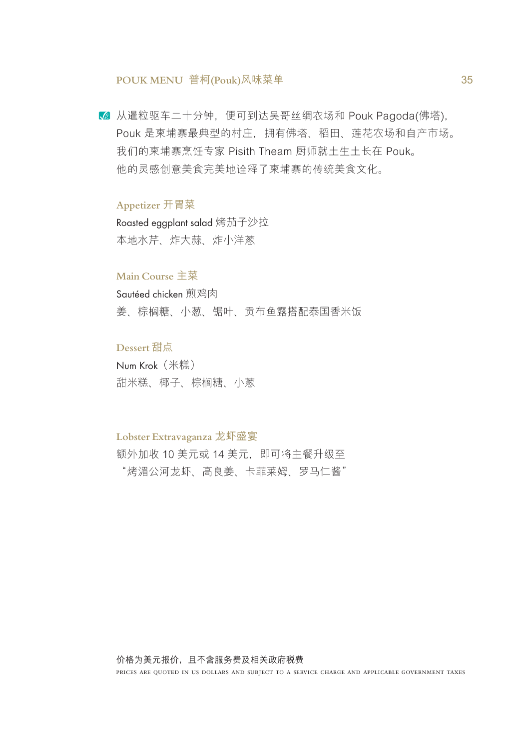# POUK MENU 普柯(Pouk)风味菜单

从暹粒驱车二十分钟，便可到达吴哥丝绸农场和 Pouk Pagoda(佛塔)，Pouk 是柬埔寨最典型的村庄， 拥有佛塔、 稻田、 莲花农场和自产市场。我们的柬埔寨烹饪专家 Pisith Theam 厨师就土生土长在 Pouk。他的灵感创意美食完美地诠释了柬埔寨的传统美食文化。

## Appetizer 开胃菜

Roasted eggplant salad 烤茄子沙拉

本地水芹、 炸大蒜、 炸小洋葱

## Main Course 主菜

Sautéed chicken 煎鸡肉

姜、 棕榈糖、 小葱、 锯叶、 贡布鱼露搭配泰国香米饭

## Dessert 甜点

Num Krok（米糕）

甜米糕、 椰子、 棕榈糖、 小葱

## Lobster Extravaganza 龙虾盛宴

额外加收 10 美元或 14 美元， 即可将主餐升级至

“烤湄公河龙虾、 高良姜、 卡菲莱姆、 罗马仁酱”

价格为美元报价，且不含服务费及相关政府税费

PRICES ARE QUOTED IN US DOLLARS AND SUBJECT TO A SERVICE CHARGE AND APPLICABLE GOVERNMENT TAXES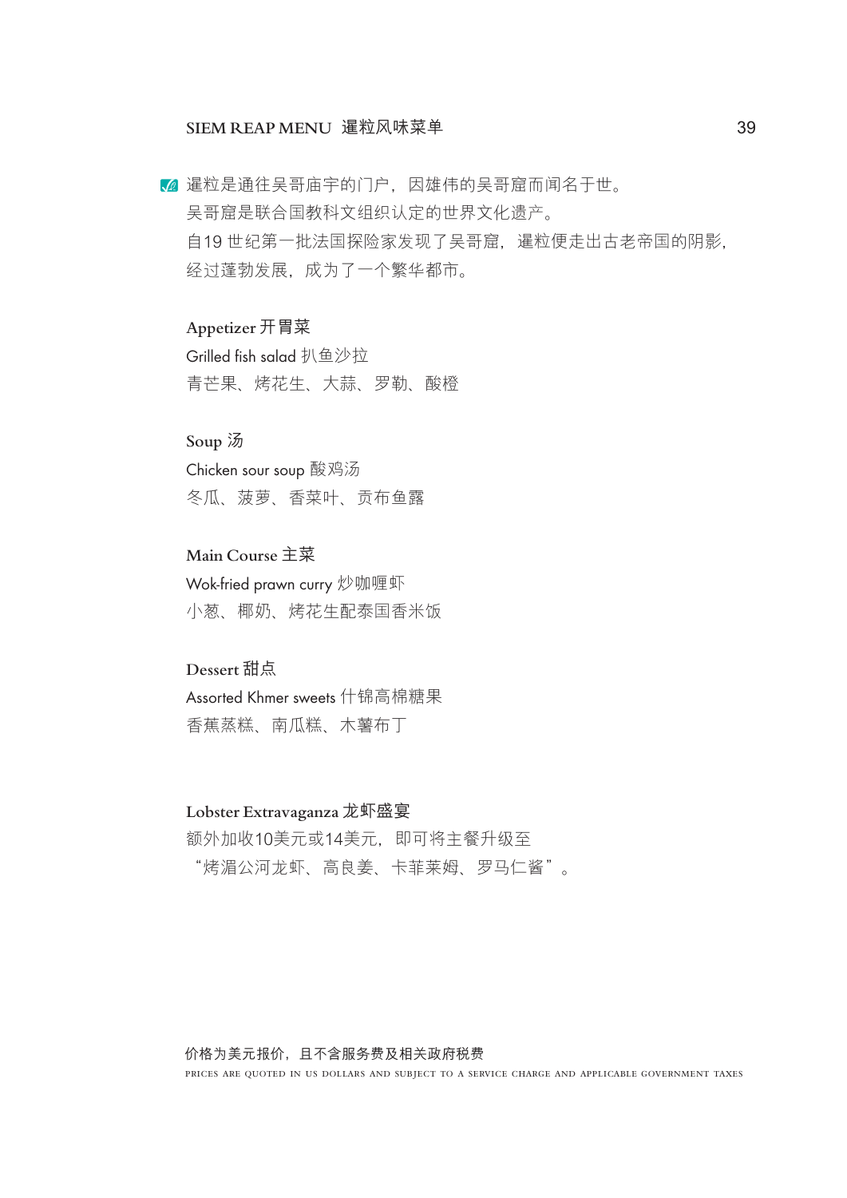## SIEM REAP MENU 暹粒风味菜单

暹粒是通往吴哥庙宇的门户，因雄伟的吴哥窟而闻名于世。
吴哥窟是联合国教科文组织认定的世界文化遗产。
自19 世纪第一批法国探险家发现了吴哥窟，暹粒便走出古老帝国的阴影，
经过蓬勃发展，成为了一个繁华都市。

### Appetizer 开胃菜

Grilled fish salad 扒鱼沙拉
青芒果、烤花生、大蒜、罗勒、酸橙

### Soup 汤

Chicken sour soup 酸鸡汤
冬瓜、菠萝、香菜叶、贡布鱼露

### Main Course 主菜

Wok-fried prawn curry 炒咖喱虾
小葱、椰奶、烤花生配泰国香米饭

### Dessert 甜点

Assorted Khmer sweets 什锦高棉糖果
香蕉蒸糕、南瓜糕、木薯布丁

### Lobster Extravaganza 龙虾盛宴

额外加收10美元或14美元，即可将主餐升级至
“烤湄公河龙虾、高良姜、卡菲莱姆、罗马仁酱”。

价格为美元报价，且不含服务费及相关政府税费
PRICES ARE QUOTED IN US DOLLARS AND SUBJECT TO A SERVICE CHARGE AND APPLICABLE GOVERNMENT TAXES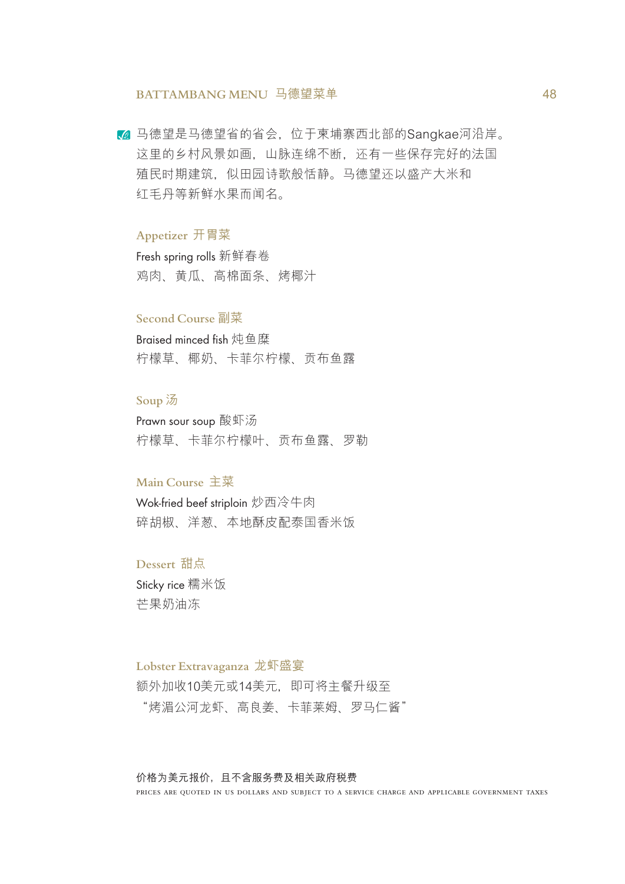## BATTAMBANG MENU 马德望菜单

马德望是马德望省的省会，位于柬埔寨西北部的Sangkae河沿岸。这里的乡村风景如画，山脉连绵不断，还有一些保存完好的法国殖民时期建筑，似田园诗歌般恬静。马德望还以盛产大米和红毛丹等新鲜水果而闻名。

### Appetizer 开胃菜

Fresh spring rolls 新鲜春卷
鸡肉、黄瓜、高棉面条、烤椰汁

### Second Course 副菜

Braised minced fish 炖鱼糜
柠檬草、椰奶、卡菲尔柠檬、贡布鱼露

### Soup 汤

Prawn sour soup 酸虾汤
柠檬草、卡菲尔柠檬叶、贡布鱼露、罗勒

### Main Course 主菜

Wok-fried beef striploin 炒西冷牛肉
碎胡椒、洋葱、本地酥皮配泰国香米饭

### Dessert 甜点

Sticky rice 糯米饭
芒果奶油冻

### Lobster Extravaganza 龙虾盛宴

额外加收10美元或14美元，即可将主餐升级至
“烤湄公河龙虾、高良姜、卡菲莱姆、罗马仁酱”

价格为美元报价，且不含服务费及相关政府税费
PRICES ARE QUOTED IN US DOLLARS AND SUBJECT TO A SERVICE CHARGE AND APPLICABLE GOVERNMENT TAXES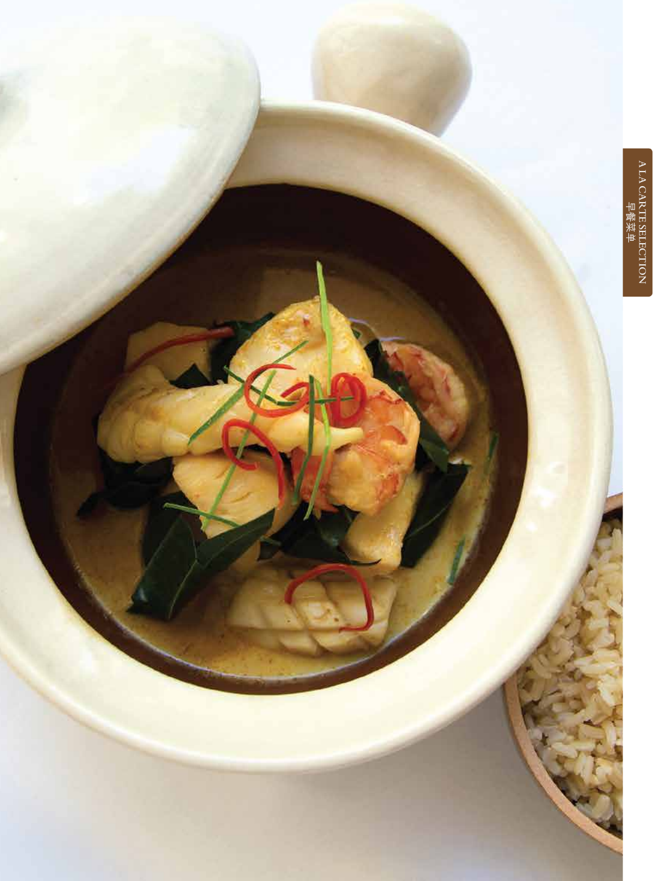A LA CARTE SELECTION
早餐菜单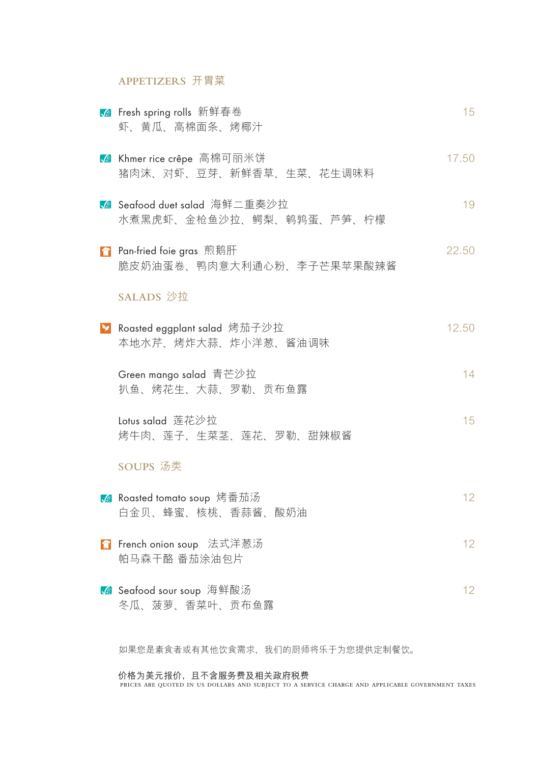## APPETIZERS 开胃菜

**Fresh spring rolls** 新鲜春卷 — 15
虾、 黄瓜、 高棉面条、 烤椰汁

**Khmer rice crêpe** 高棉可丽米饼 — 17.50
猪肉沫、 对虾、 豆芽、 新鲜香草、 生菜、 花生调味料

**Seafood duet salad** 海鲜二重奏沙拉 — 19
水煮黑虎虾、 金枪鱼沙拉、 鳄梨、 鹌鹑蛋、 芦笋、 柠檬

**Pan-fried foie gras** 煎鹅肝 — 22.50
脆皮奶油蛋卷、 鸭肉意大利通心粉、 李子芒果苹果酸辣酱

## SALADS 沙拉

**Roasted eggplant salad** 烤茄子沙拉 — 12.50
本地水芹、 烤炸大蒜、 炸小洋葱、 酱油调味

**Green mango salad** 青芒沙拉 — 14
扒鱼、 烤花生、 大蒜、 罗勒、 贡布鱼露

**Lotus salad** 莲花沙拉 — 15
烤牛肉、 莲子、 生菜茎、 莲花、 罗勒、 甜辣椒酱

## SOUPS 汤类

**Roasted tomato soup** 烤番茄汤 — 12
白金贝、 蜂蜜、 核桃、 香蒜酱、 酸奶油

**French onion soup** 法式洋葱汤 — 12
帕马森干酪 番茄涂油包片

**Seafood sour soup** 海鲜酸汤 — 12
冬瓜、 菠萝、 香菜叶、 贡布鱼露

如果您是素食者或有其他饮食需求，我们的厨师将乐于为您提供定制餐饮。

价格为美元报价，且不含服务费及相关政府税费
PRICES ARE QUOTED IN US DOLLARS AND SUBJECT TO A SERVICE CHARGE AND APPLICABLE GOVERNMENT TAXES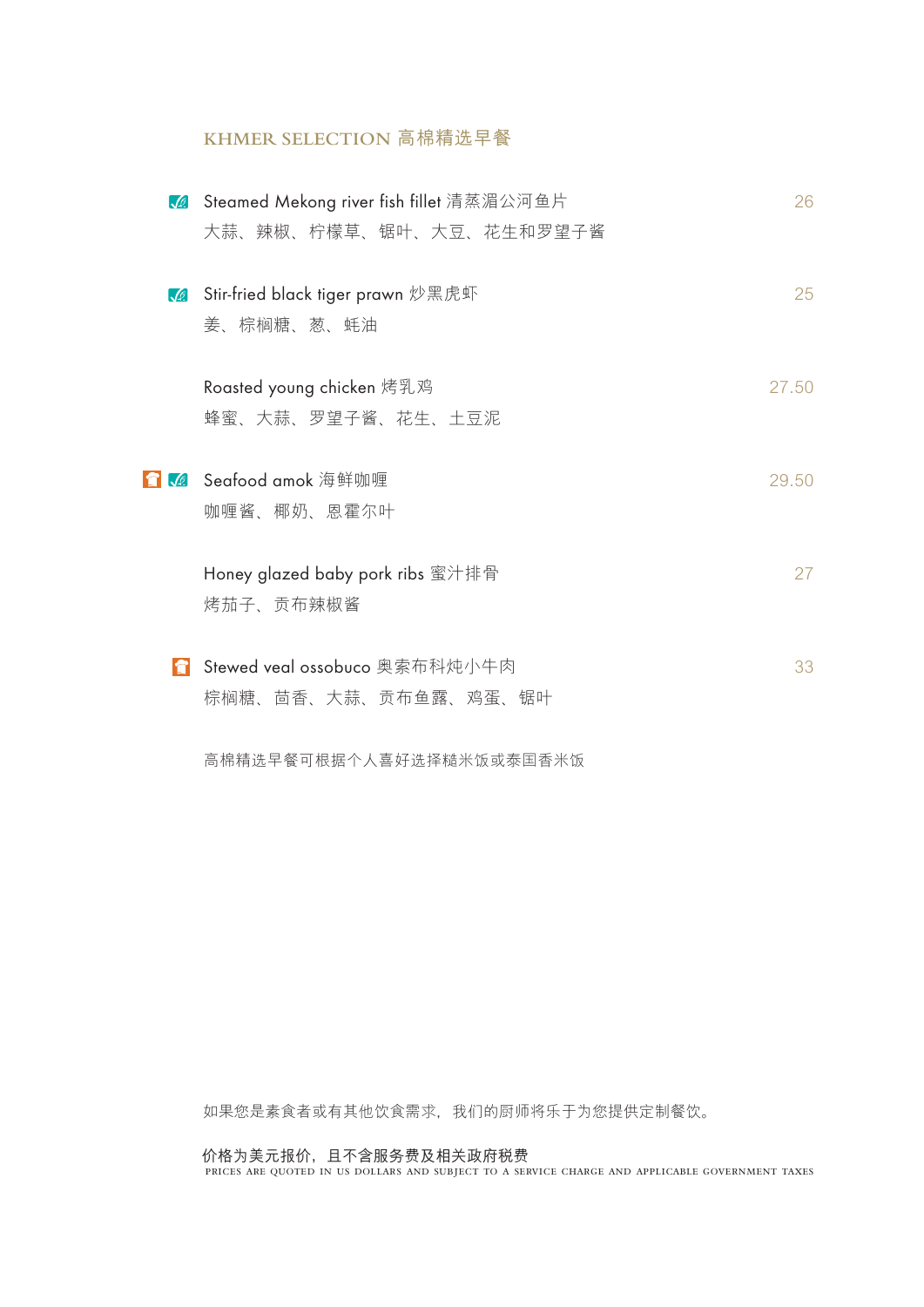## KHMER SELECTION 高棉精选早餐

Steamed Mekong river fish fillet 清蒸湄公河鱼片 — 26
大蒜、辣椒、柠檬草、锯叶、大豆、花生和罗望子酱

Stir-fried black tiger prawn 炒黑虎虾 — 25
姜、棕榈糖、葱、蚝油

Roasted young chicken 烤乳鸡 — 27.50
蜂蜜、大蒜、罗望子酱、花生、土豆泥

Seafood amok 海鲜咖喱 — 29.50
咖喱酱、椰奶、恩霍尔叶

Honey glazed baby pork ribs 蜜汁排骨 — 27
烤茄子、贡布辣椒酱

Stewed veal ossobuco 奥索布科炖小牛肉 — 33
棕榈糖、茴香、大蒜、贡布鱼露、鸡蛋、锯叶

高棉精选早餐可根据个人喜好选择糙米饭或泰国香米饭

如果您是素食者或有其他饮食需求，我们的厨师将乐于为您提供定制餐饮。

价格为美元报价，且不含服务费及相关政府税费
PRICES ARE QUOTED IN US DOLLARS AND SUBJECT TO A SERVICE CHARGE AND APPLICABLE GOVERNMENT TAXES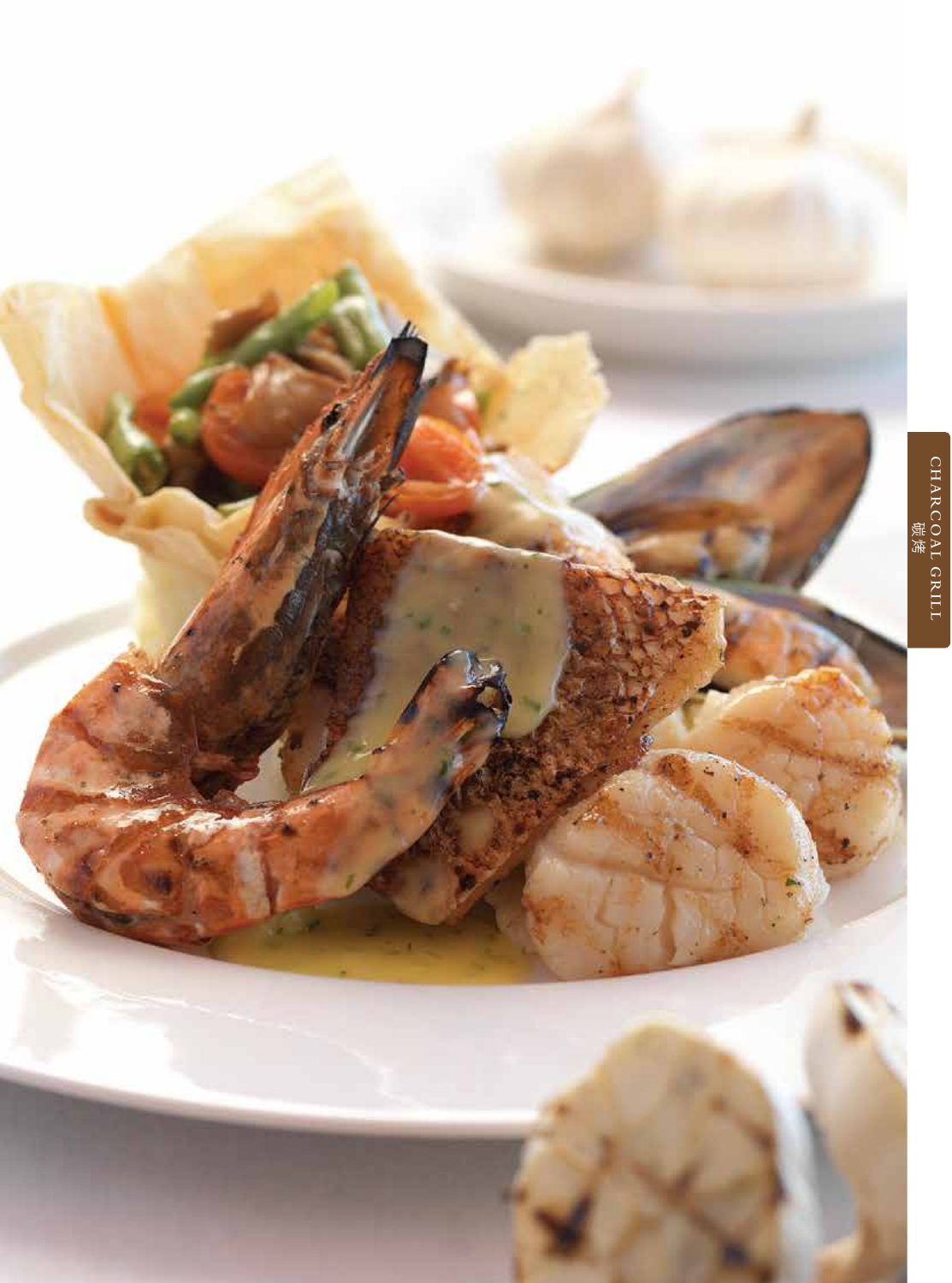CHARCOAL GRILL
碳烤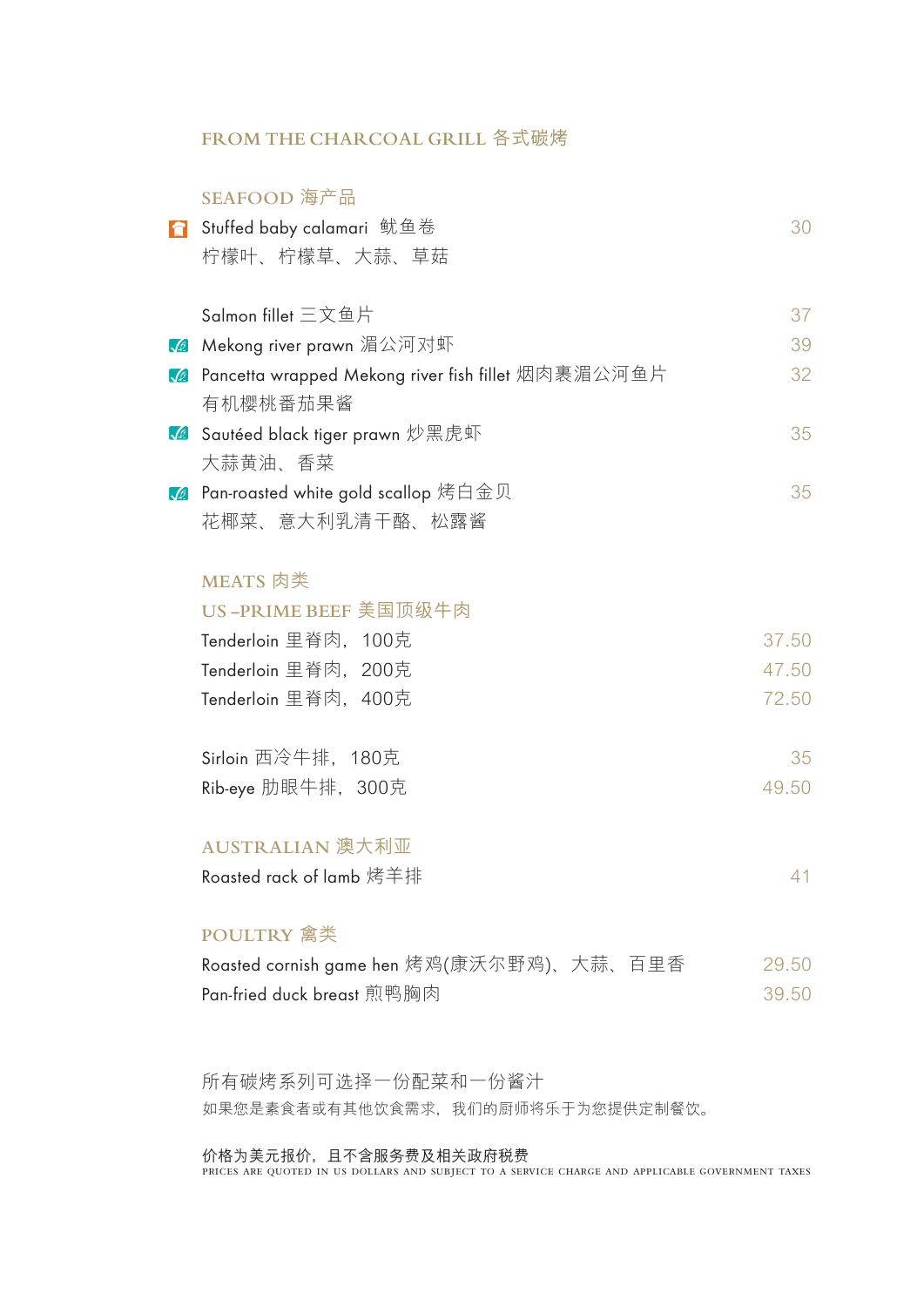# FROM THE CHARCOAL GRILL 各式碳烤

## SEAFOOD 海产品

| Item | Price |
|---|---|
| Stuffed baby calamari 鱿鱼卷<br>柠檬叶、柠檬草、大蒜、草菇 | 30 |
| Salmon fillet 三文鱼片 | 37 |
| Mekong river prawn 湄公河对虾 | 39 |
| Pancetta wrapped Mekong river fish fillet 烟肉裹湄公河鱼片<br>有机樱桃番茄果酱 | 32 |
| Sautéed black tiger prawn 炒黑虎虾<br>大蒜黄油、香菜 | 35 |
| Pan-roasted white gold scallop 烤白金贝<br>花椰菜、意大利乳清干酪、松露酱 | 35 |

## MEATS 肉类

### US –PRIME BEEF 美国顶级牛肉

| Item | Price |
|---|---|
| Tenderloin 里脊肉，100克 | 37.50 |
| Tenderloin 里脊肉，200克 | 47.50 |
| Tenderloin 里脊肉，400克 | 72.50 |
| Sirloin 西冷牛排，180克 | 35 |
| Rib-eye 肋眼牛排，300克 | 49.50 |

### AUSTRALIAN 澳大利亚

| Item | Price |
|---|---|
| Roasted rack of lamb 烤羊排 | 41 |

## POULTRY 禽类

| Item | Price |
|---|---|
| Roasted cornish game hen 烤鸡(康沃尔野鸡)、大蒜、百里香 | 29.50 |
| Pan-fried duck breast 煎鸭胸肉 | 39.50 |

所有碳烤系列可选择一份配菜和一份酱汁

如果您是素食者或有其他饮食需求，我们的厨师将乐于为您提供定制餐饮。

**价格为美元报价，且不含服务费及相关政府税费**

PRICES ARE QUOTED IN US DOLLARS AND SUBJECT TO A SERVICE CHARGE AND APPLICABLE GOVERNMENT TAXES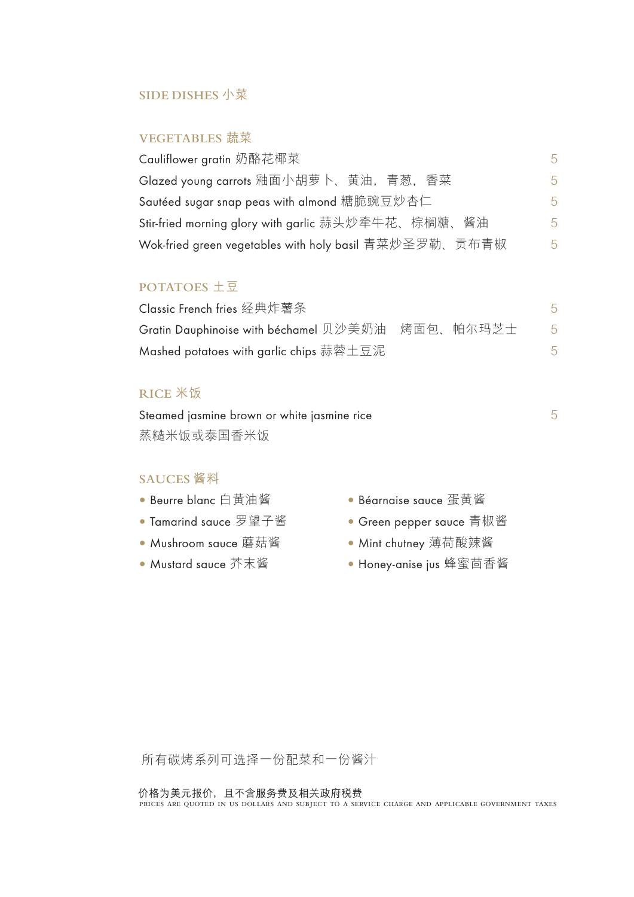# SIDE DISHES 小菜

## VEGETABLES 蔬菜

| Item | Price |
| --- | --- |
| Cauliflower gratin 奶酪花椰菜 | 5 |
| Glazed young carrots 釉面小胡萝卜、黄油，青葱，香菜 | 5 |
| Sautéed sugar snap peas with almond 糖脆豌豆炒杏仁 | 5 |
| Stir-fried morning glory with garlic 蒜头炒牵牛花、棕榈糖、酱油 | 5 |
| Wok-fried green vegetables with holy basil 青菜炒圣罗勒、贡布青椒 | 5 |

## POTATOES 土豆

| Item | Price |
| --- | --- |
| Classic French fries 经典炸薯条 | 5 |
| Gratin Dauphinoise with béchamel 贝沙美奶油　烤面包、帕尔玛芝士 | 5 |
| Mashed potatoes with garlic chips 蒜蓉土豆泥 | 5 |

## RICE 米饭

| Item | Price |
| --- | --- |
| Steamed jasmine brown or white jasmine rice 蒸糙米饭或泰国香米饭 | 5 |

## SAUCES 酱料

- Beurre blanc 白黄油酱
- Tamarind sauce 罗望子酱
- Mushroom sauce 蘑菇酱
- Mustard sauce 芥末酱
- Béarnaise sauce 蛋黄酱
- Green pepper sauce 青椒酱
- Mint chutney 薄荷酸辣酱
- Honey-anise jus 蜂蜜茴香酱

所有碳烤系列可选择一份配菜和一份酱汁

**价格为美元报价，且不含服务费及相关政府税费**

PRICES ARE QUOTED IN US DOLLARS AND SUBJECT TO A SERVICE CHARGE AND APPLICABLE GOVERNMENT TAXES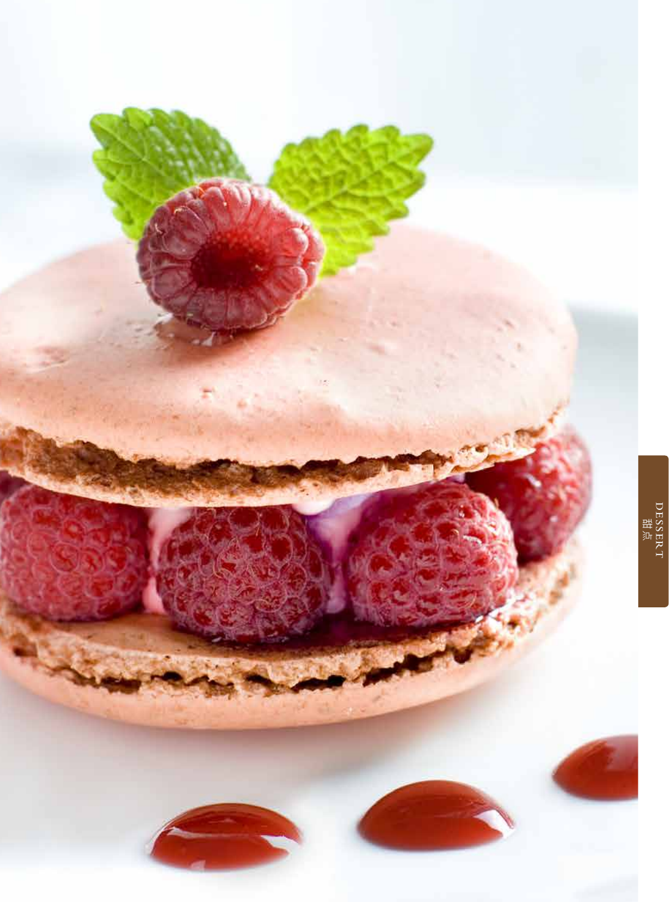DESSERT
甜点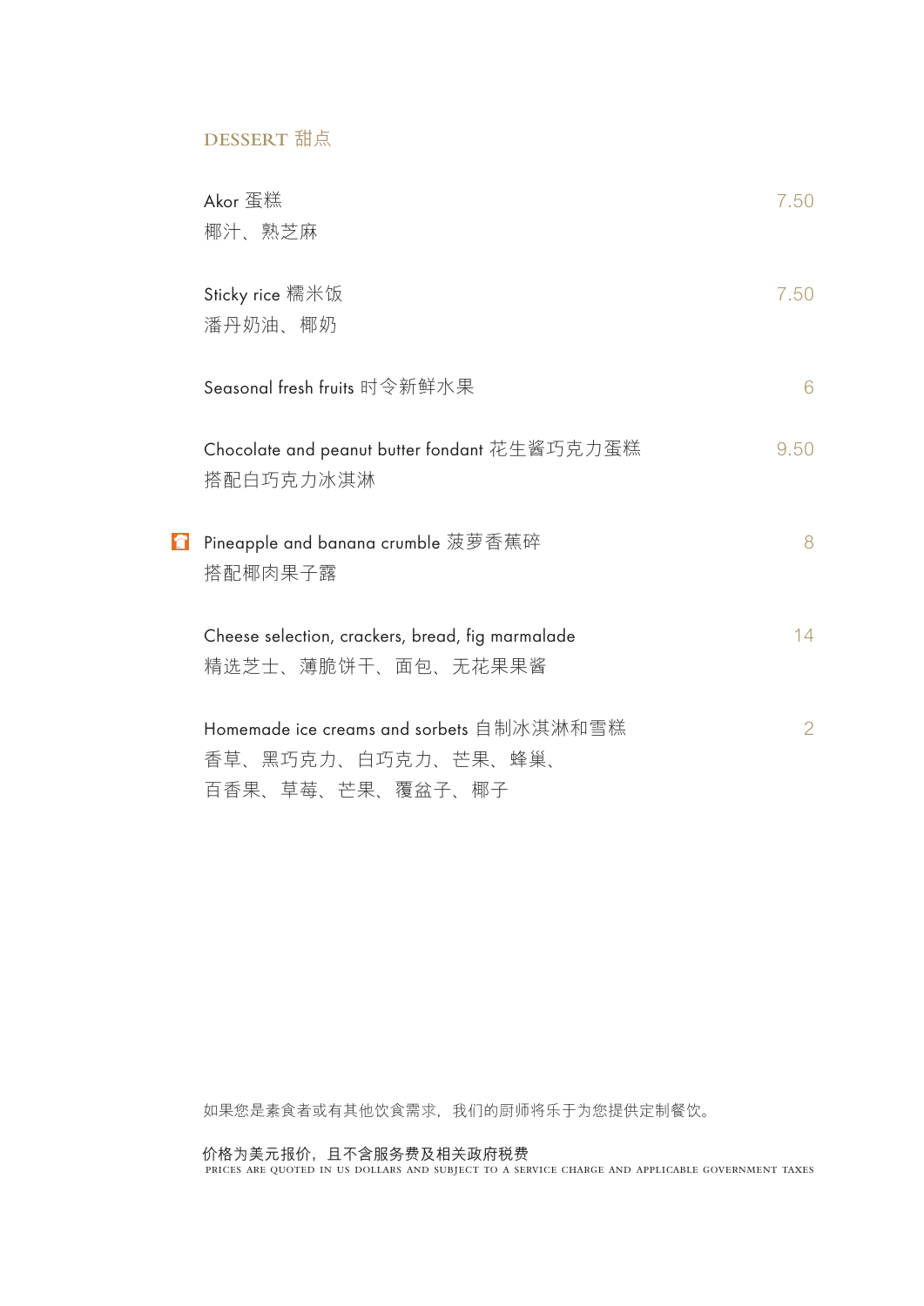## DESSERT 甜点

**Akor 蛋糕** — 7.50
椰汁、熟芝麻

**Sticky rice 糯米饭** — 7.50
潘丹奶油、椰奶

**Seasonal fresh fruits 时令新鲜水果** — 6

**Chocolate and peanut butter fondant 花生酱巧克力蛋糕** — 9.50
搭配白巧克力冰淇淋

**Pineapple and banana crumble 菠萝香蕉碎** — 8
搭配椰肉果子露

**Cheese selection, crackers, bread, fig marmalade** — 14
精选芝士、薄脆饼干、面包、无花果果酱

**Homemade ice creams and sorbets 自制冰淇淋和雪糕** — 2
香草、黑巧克力、白巧克力、芒果、蜂巢、
百香果、草莓、芒果、覆盆子、椰子

如果您是素食者或有其他饮食需求，我们的厨师将乐于为您提供定制餐饮。

价格为美元报价，且不含服务费及相关政府税费
PRICES ARE QUOTED IN US DOLLARS AND SUBJECT TO A SERVICE CHARGE AND APPLICABLE GOVERNMENT TAXES